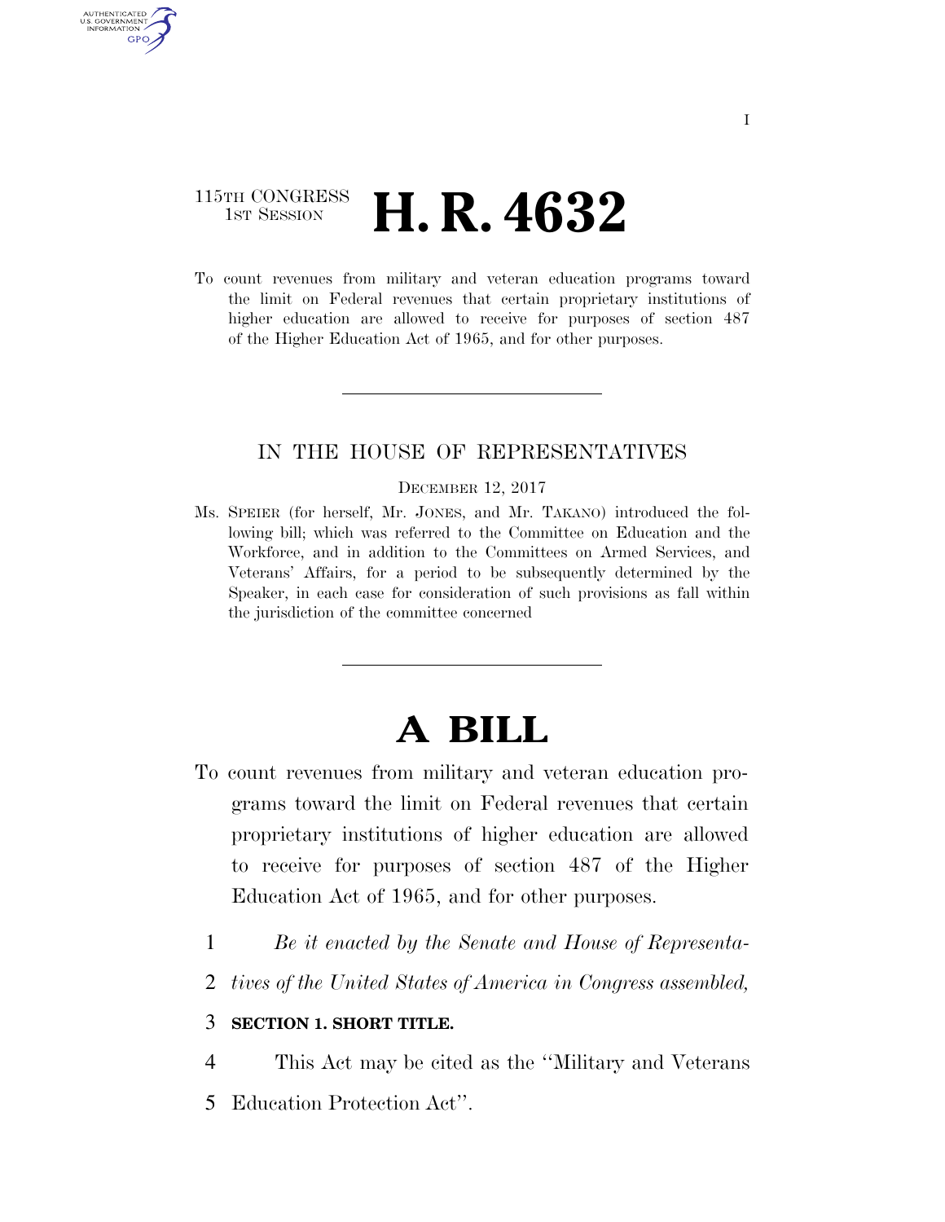115TH CONGRESS
1ST SESSION

# H. R. 4632

To count revenues from military and veteran education programs toward the limit on Federal revenues that certain proprietary institutions of higher education are allowed to receive for purposes of section 487 of the Higher Education Act of 1965, and for other purposes.

---

IN THE HOUSE OF REPRESENTATIVES

DECEMBER 12, 2017

Ms. SPEIER (for herself, Mr. JONES, and Mr. TAKANO) introduced the following bill; which was referred to the Committee on Education and the Workforce, and in addition to the Committees on Armed Services, and Veterans' Affairs, for a period to be subsequently determined by the Speaker, in each case for consideration of such provisions as fall within the jurisdiction of the committee concerned

---

# A BILL

To count revenues from military and veteran education programs toward the limit on Federal revenues that certain proprietary institutions of higher education are allowed to receive for purposes of section 487 of the Higher Education Act of 1965, and for other purposes.

1 *Be it enacted by the Senate and House of Representa-*
2 *tives of the United States of America in Congress assembled,*

3 **SECTION 1. SHORT TITLE.**

4 This Act may be cited as the ''Military and Veterans
5 Education Protection Act''.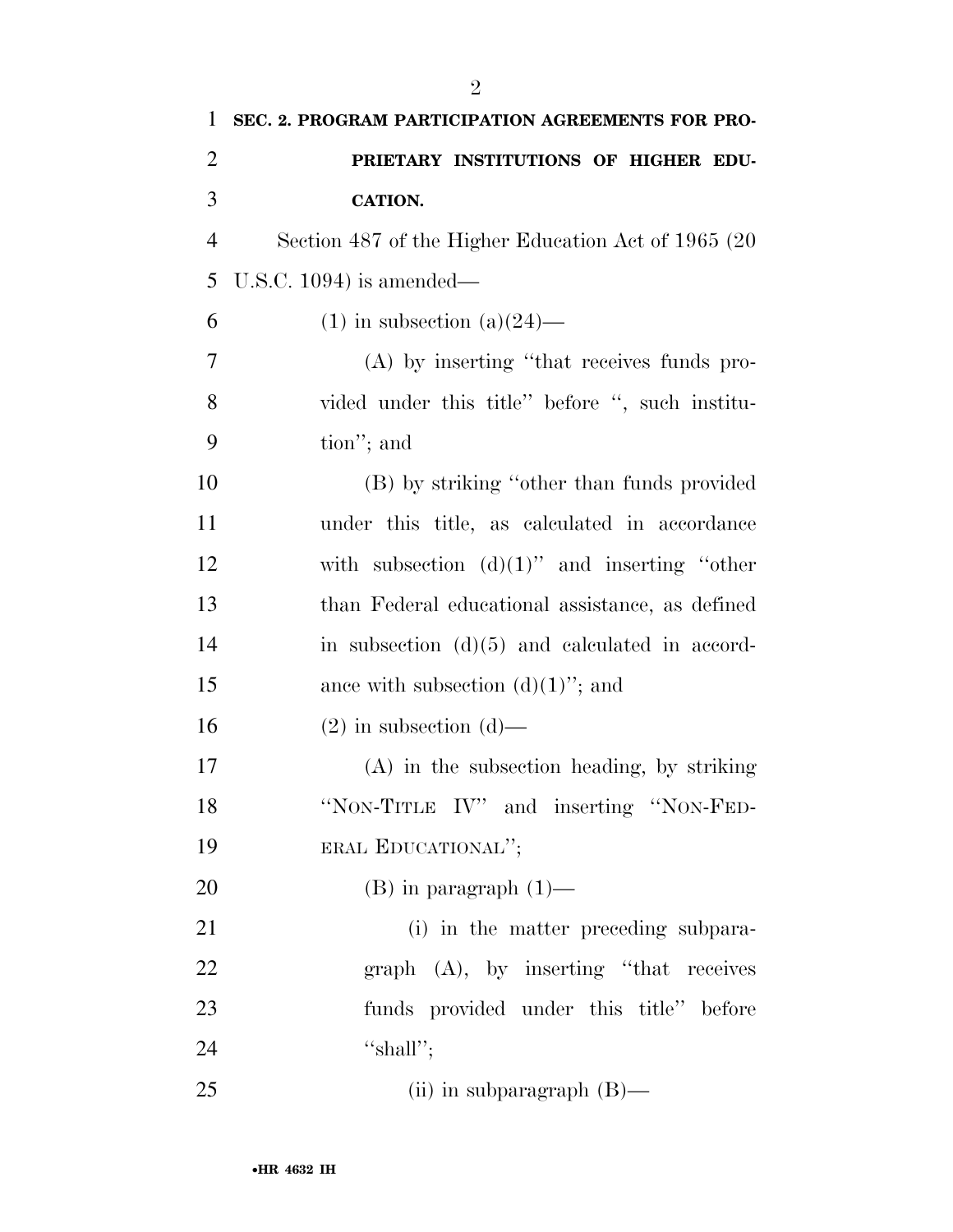**SEC. 2. PROGRAM PARTICIPATION AGREEMENTS FOR PROPRIETARY INSTITUTIONS OF HIGHER EDUCATION.**

Section 487 of the Higher Education Act of 1965 (20 U.S.C. 1094) is amended—

(1) in subsection (a)(24)—

(A) by inserting "that receives funds provided under this title" before ", such institution"; and

(B) by striking "other than funds provided under this title, as calculated in accordance with subsection (d)(1)" and inserting "other than Federal educational assistance, as defined in subsection (d)(5) and calculated in accordance with subsection (d)(1)"; and

(2) in subsection (d)—

(A) in the subsection heading, by striking "NON-TITLE IV" and inserting "NON-FEDERAL EDUCATIONAL";

(B) in paragraph (1)—

(i) in the matter preceding subparagraph (A), by inserting "that receives funds provided under this title" before "shall";

(ii) in subparagraph (B)—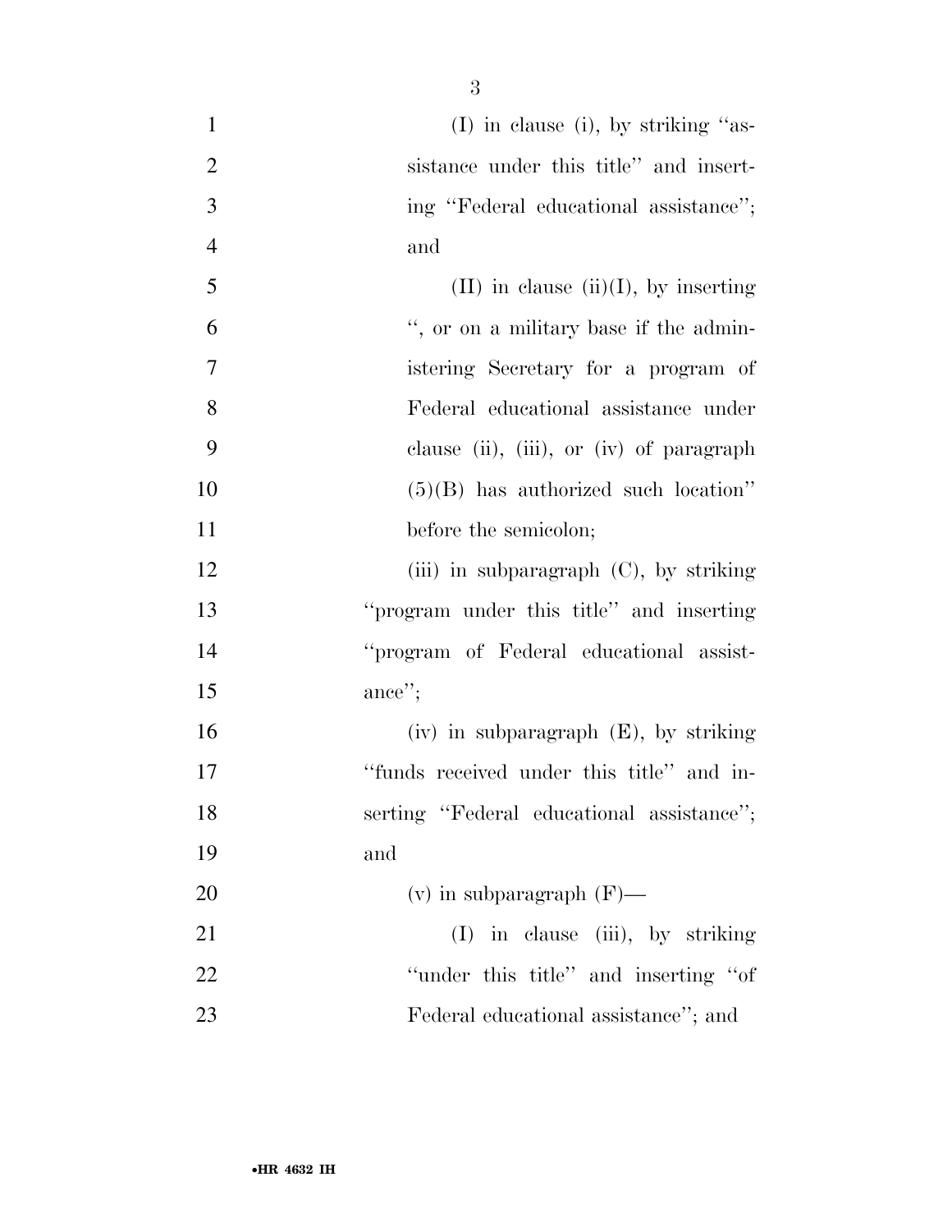(I) in clause (i), by striking ''assistance under this title'' and inserting ''Federal educational assistance''; and

(II) in clause (ii)(I), by inserting '', or on a military base if the administering Secretary for a program of Federal educational assistance under clause (ii), (iii), or (iv) of paragraph (5)(B) has authorized such location'' before the semicolon;

(iii) in subparagraph (C), by striking ''program under this title'' and inserting ''program of Federal educational assistance'';

(iv) in subparagraph (E), by striking ''funds received under this title'' and inserting ''Federal educational assistance''; and

(v) in subparagraph (F)—

(I) in clause (iii), by striking ''under this title'' and inserting ''of Federal educational assistance''; and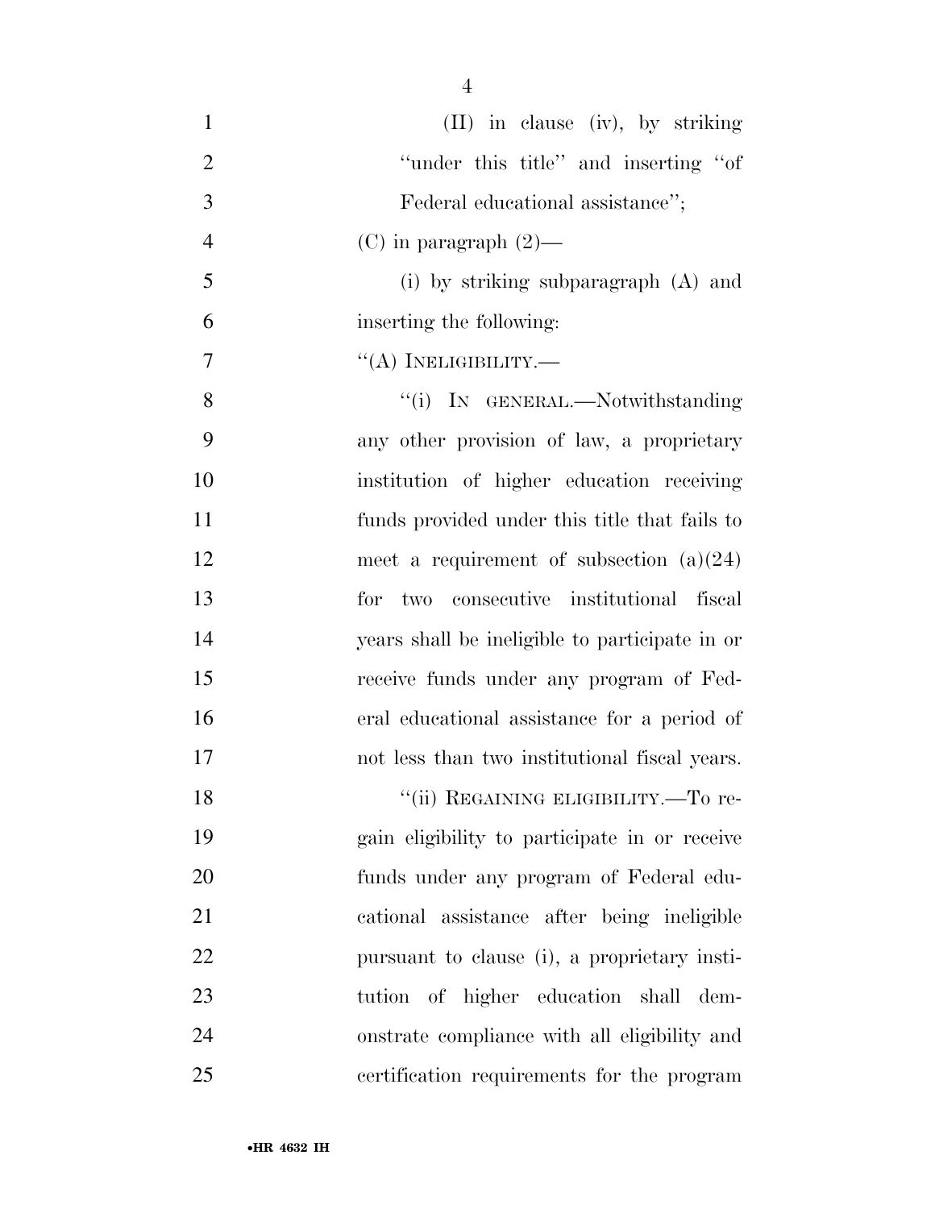(II) in clause (iv), by striking "under this title" and inserting "of Federal educational assistance";

(C) in paragraph (2)—

(i) by striking subparagraph (A) and inserting the following:

"(A) INELIGIBILITY.—

"(i) IN GENERAL.—Notwithstanding any other provision of law, a proprietary institution of higher education receiving funds provided under this title that fails to meet a requirement of subsection (a)(24) for two consecutive institutional fiscal years shall be ineligible to participate in or receive funds under any program of Federal educational assistance for a period of not less than two institutional fiscal years.

"(ii) REGAINING ELIGIBILITY.—To regain eligibility to participate in or receive funds under any program of Federal educational assistance after being ineligible pursuant to clause (i), a proprietary institution of higher education shall demonstrate compliance with all eligibility and certification requirements for the program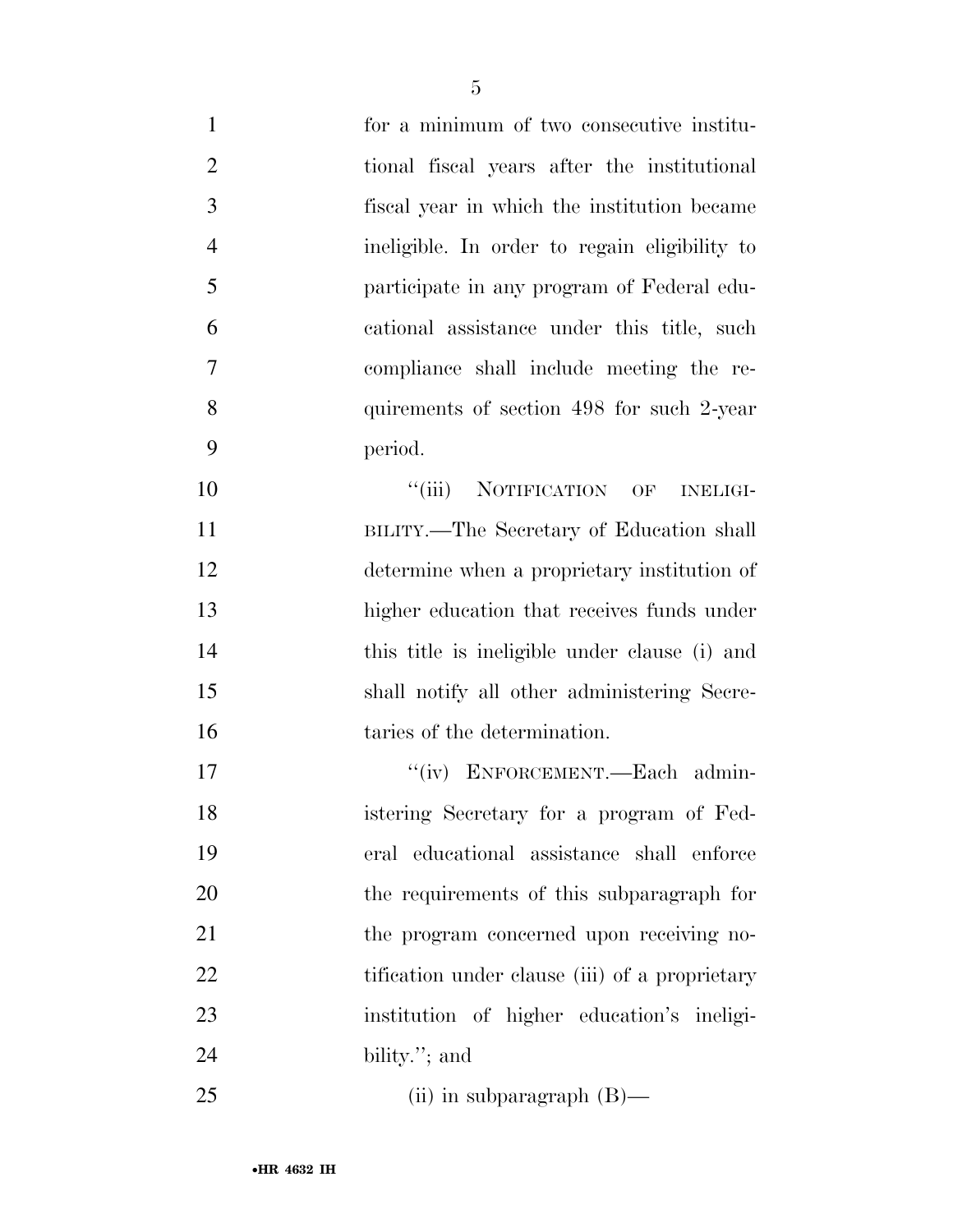for a minimum of two consecutive institutional fiscal years after the institutional fiscal year in which the institution became ineligible. In order to regain eligibility to participate in any program of Federal educational assistance under this title, such compliance shall include meeting the requirements of section 498 for such 2-year period.

"(iii) NOTIFICATION OF INELIGIBILITY.—The Secretary of Education shall determine when a proprietary institution of higher education that receives funds under this title is ineligible under clause (i) and shall notify all other administering Secretaries of the determination.

"(iv) ENFORCEMENT.—Each administering Secretary for a program of Federal educational assistance shall enforce the requirements of this subparagraph for the program concerned upon receiving notification under clause (iii) of a proprietary institution of higher education's ineligibility."; and

(ii) in subparagraph (B)—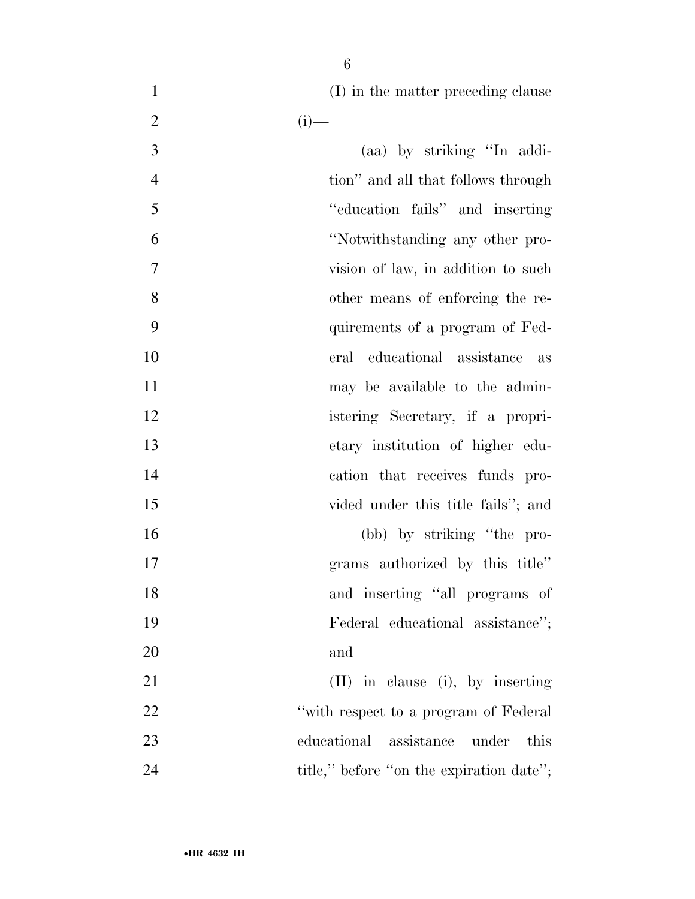(I) in the matter preceding clause (i)—

(aa) by striking "In addition" and all that follows through "education fails" and inserting "Notwithstanding any other provision of law, in addition to such other means of enforcing the requirements of a program of Federal educational assistance as may be available to the administering Secretary, if a proprietary institution of higher education that receives funds provided under this title fails"; and

(bb) by striking "the programs authorized by this title" and inserting "all programs of Federal educational assistance"; and

(II) in clause (i), by inserting "with respect to a program of Federal educational assistance under this title," before "on the expiration date";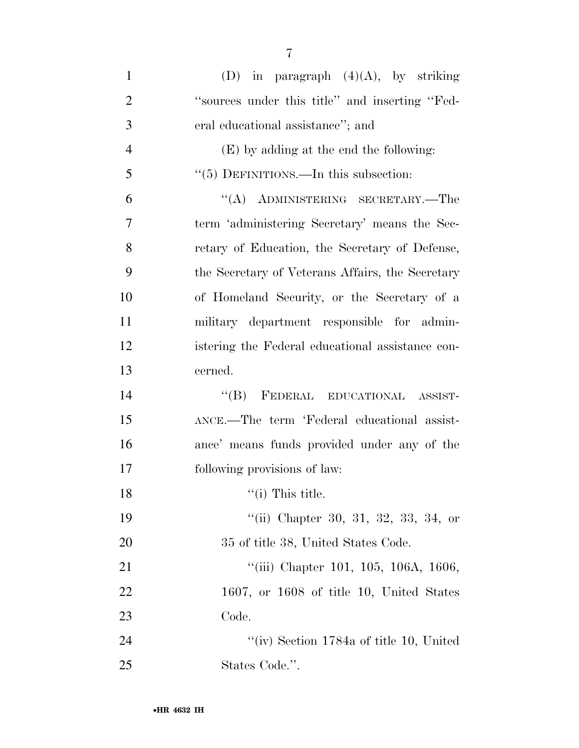(D) in paragraph (4)(A), by striking ''sources under this title'' and inserting ''Federal educational assistance''; and

(E) by adding at the end the following:

''(5) DEFINITIONS.—In this subsection:

''(A) ADMINISTERING SECRETARY.—The term 'administering Secretary' means the Secretary of Education, the Secretary of Defense, the Secretary of Veterans Affairs, the Secretary of Homeland Security, or the Secretary of a military department responsible for administering the Federal educational assistance concerned.

''(B) FEDERAL EDUCATIONAL ASSISTANCE.—The term 'Federal educational assistance' means funds provided under any of the following provisions of law:

''(i) This title.

''(ii) Chapter 30, 31, 32, 33, 34, or 35 of title 38, United States Code.

''(iii) Chapter 101, 105, 106A, 1606, 1607, or 1608 of title 10, United States Code.

''(iv) Section 1784a of title 10, United States Code.''.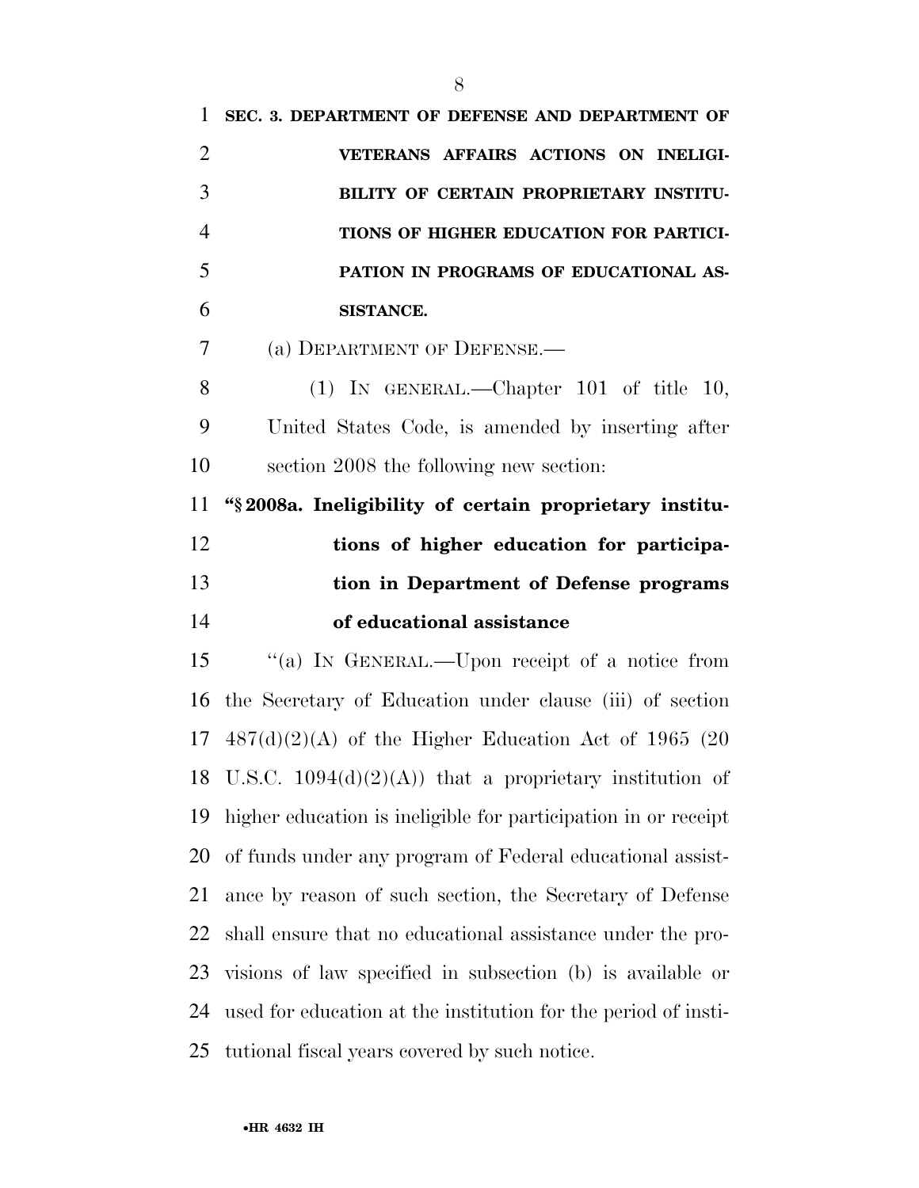**SEC. 3. DEPARTMENT OF DEFENSE AND DEPARTMENT OF VETERANS AFFAIRS ACTIONS ON INELIGIBILITY OF CERTAIN PROPRIETARY INSTITUTIONS OF HIGHER EDUCATION FOR PARTICIPATION IN PROGRAMS OF EDUCATIONAL ASSISTANCE.**

(a) DEPARTMENT OF DEFENSE.—

(1) IN GENERAL.—Chapter 101 of title 10, United States Code, is amended by inserting after section 2008 the following new section:

**"§ 2008a. Ineligibility of certain proprietary institutions of higher education for participation in Department of Defense programs of educational assistance**

"(a) IN GENERAL.—Upon receipt of a notice from the Secretary of Education under clause (iii) of section 487(d)(2)(A) of the Higher Education Act of 1965 (20 U.S.C. 1094(d)(2)(A)) that a proprietary institution of higher education is ineligible for participation in or receipt of funds under any program of Federal educational assistance by reason of such section, the Secretary of Defense shall ensure that no educational assistance under the provisions of law specified in subsection (b) is available or used for education at the institution for the period of institutional fiscal years covered by such notice.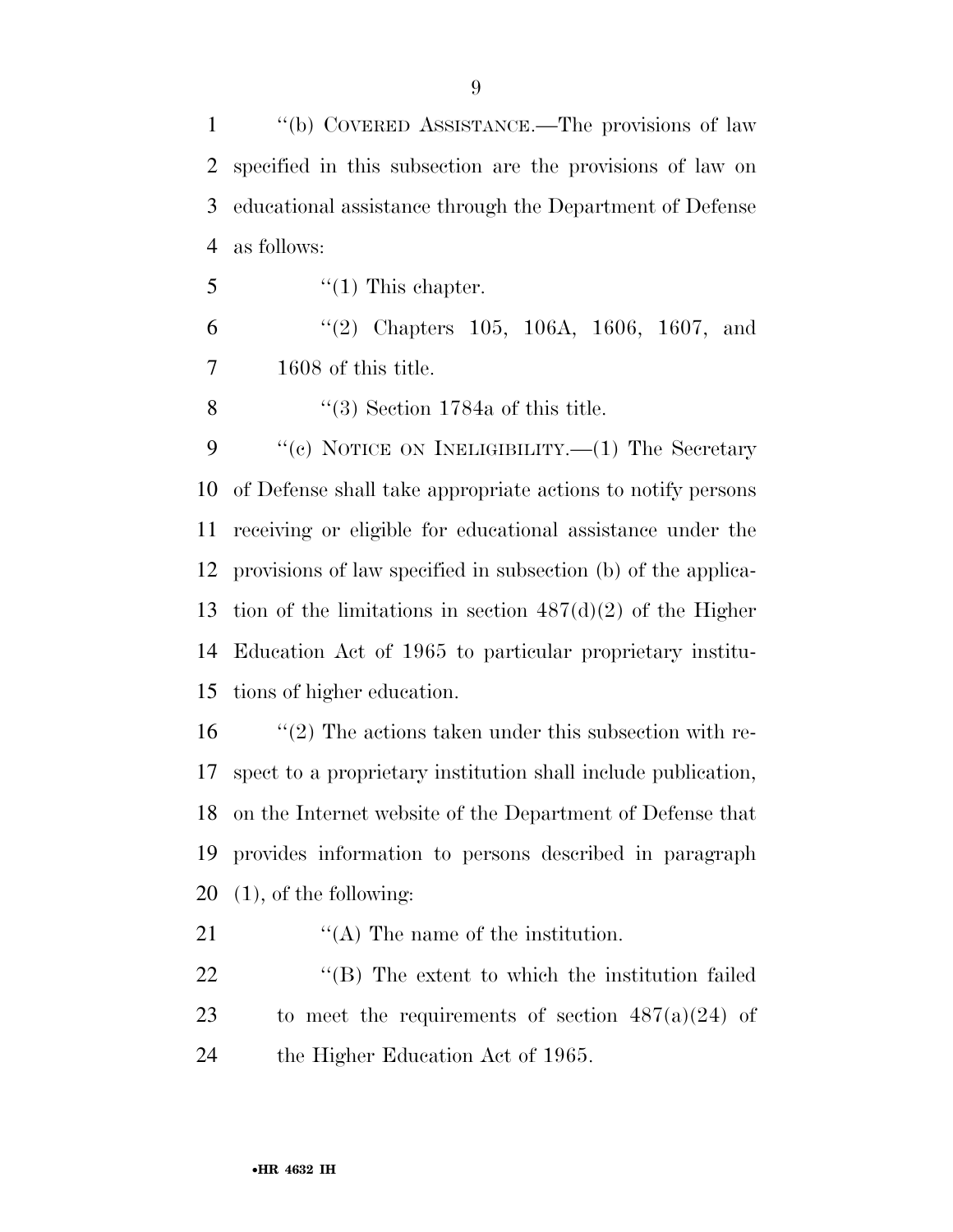''(b) COVERED ASSISTANCE.—The provisions of law specified in this subsection are the provisions of law on educational assistance through the Department of Defense as follows:

''(1) This chapter.

''(2) Chapters 105, 106A, 1606, 1607, and 1608 of this title.

''(3) Section 1784a of this title.

''(c) NOTICE ON INELIGIBILITY.—(1) The Secretary of Defense shall take appropriate actions to notify persons receiving or eligible for educational assistance under the provisions of law specified in subsection (b) of the application of the limitations in section 487(d)(2) of the Higher Education Act of 1965 to particular proprietary institutions of higher education.

''(2) The actions taken under this subsection with respect to a proprietary institution shall include publication, on the Internet website of the Department of Defense that provides information to persons described in paragraph (1), of the following:

''(A) The name of the institution.

''(B) The extent to which the institution failed to meet the requirements of section 487(a)(24) of the Higher Education Act of 1965.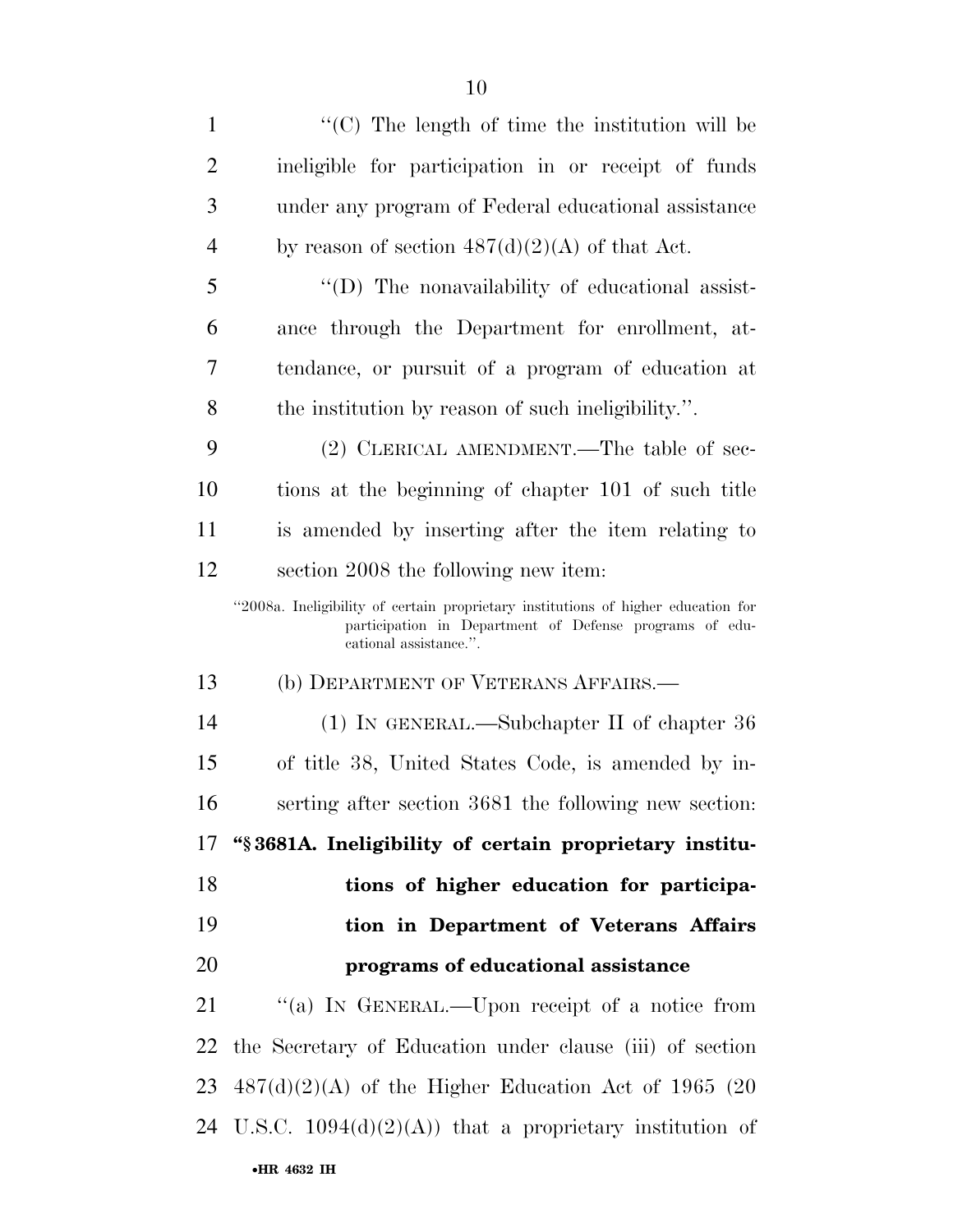"(C) The length of time the institution will be ineligible for participation in or receipt of funds under any program of Federal educational assistance by reason of section 487(d)(2)(A) of that Act.

"(D) The nonavailability of educational assistance through the Department for enrollment, attendance, or pursuit of a program of education at the institution by reason of such ineligibility.".

(2) CLERICAL AMENDMENT.—The table of sections at the beginning of chapter 101 of such title is amended by inserting after the item relating to section 2008 the following new item:

"2008a. Ineligibility of certain proprietary institutions of higher education for participation in Department of Defense programs of educational assistance.".

(b) DEPARTMENT OF VETERANS AFFAIRS.—

(1) IN GENERAL.—Subchapter II of chapter 36 of title 38, United States Code, is amended by inserting after section 3681 the following new section:

**"§ 3681A. Ineligibility of certain proprietary institutions of higher education for participation in Department of Veterans Affairs programs of educational assistance**

"(a) IN GENERAL.—Upon receipt of a notice from the Secretary of Education under clause (iii) of section 487(d)(2)(A) of the Higher Education Act of 1965 (20 U.S.C. 1094(d)(2)(A)) that a proprietary institution of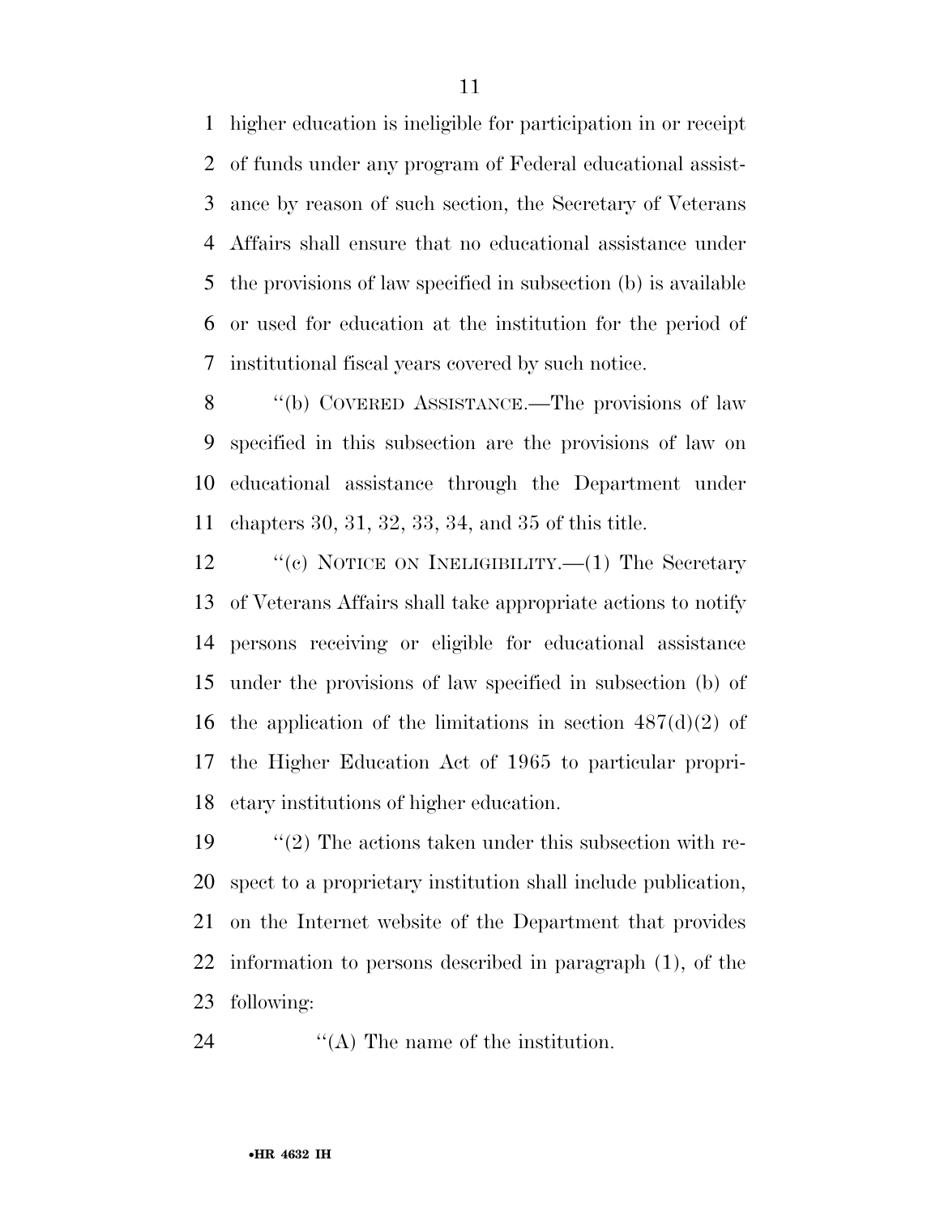higher education is ineligible for participation in or receipt of funds under any program of Federal educational assistance by reason of such section, the Secretary of Veterans Affairs shall ensure that no educational assistance under the provisions of law specified in subsection (b) is available or used for education at the institution for the period of institutional fiscal years covered by such notice.

''(b) COVERED ASSISTANCE.—The provisions of law specified in this subsection are the provisions of law on educational assistance through the Department under chapters 30, 31, 32, 33, 34, and 35 of this title.

''(c) NOTICE ON INELIGIBILITY.—(1) The Secretary of Veterans Affairs shall take appropriate actions to notify persons receiving or eligible for educational assistance under the provisions of law specified in subsection (b) of the application of the limitations in section 487(d)(2) of the Higher Education Act of 1965 to particular proprietary institutions of higher education.

''(2) The actions taken under this subsection with respect to a proprietary institution shall include publication, on the Internet website of the Department that provides information to persons described in paragraph (1), of the following:

''(A) The name of the institution.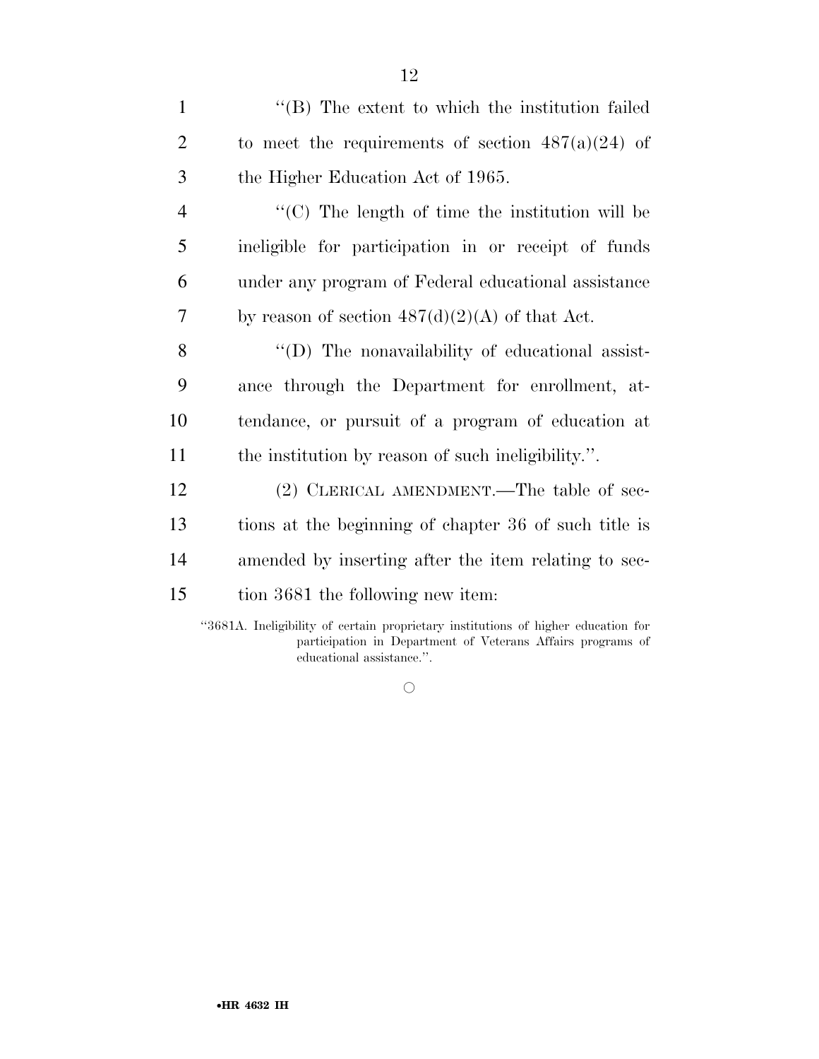''(B) The extent to which the institution failed to meet the requirements of section 487(a)(24) of the Higher Education Act of 1965.

''(C) The length of time the institution will be ineligible for participation in or receipt of funds under any program of Federal educational assistance by reason of section 487(d)(2)(A) of that Act.

''(D) The nonavailability of educational assistance through the Department for enrollment, attendance, or pursuit of a program of education at the institution by reason of such ineligibility.''.

(2) CLERICAL AMENDMENT.—The table of sections at the beginning of chapter 36 of such title is amended by inserting after the item relating to section 3681 the following new item:

''3681A. Ineligibility of certain proprietary institutions of higher education for participation in Department of Veterans Affairs programs of educational assistance.''.

○